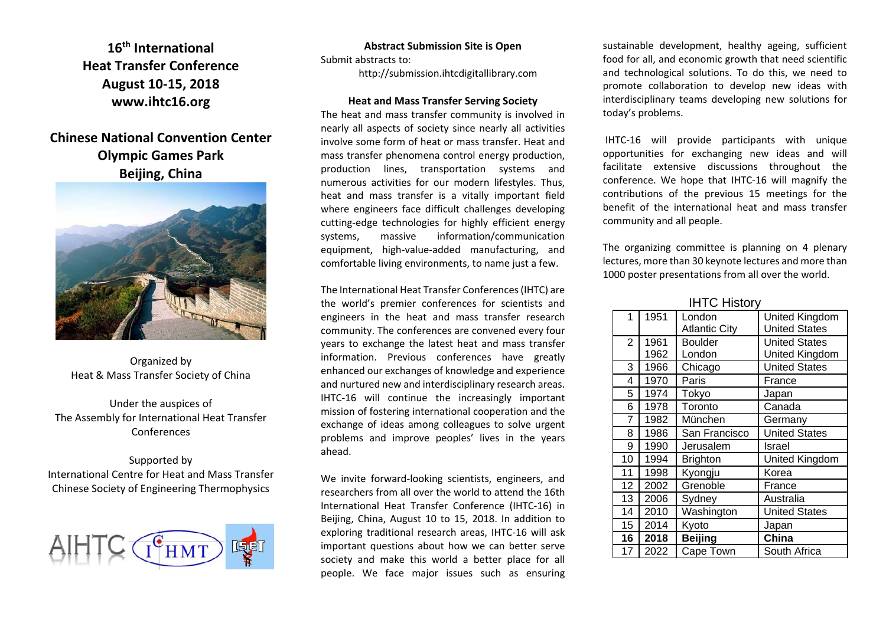# 16th International Heat Transfer Conference August 10-15, 2018 www.ihtc16.org

## Chinese National Convention Center Olympic Games Park Beijing, China

Organized by
Heat & Mass Transfer Society of China

Under the auspices of
The Assembly for International Heat Transfer Conferences

Supported by
International Centre for Heat and Mass Transfer
Chinese Society of Engineering Thermophysics

**Abstract Submission Site is Open**

Submit abstracts to:
http://submission.ihtcdigitallibrary.com

**Heat and Mass Transfer Serving Society**

The heat and mass transfer community is involved in nearly all aspects of society since nearly all activities involve some form of heat or mass transfer. Heat and mass transfer phenomena control energy production, production lines, transportation systems and numerous activities for our modern lifestyles. Thus, heat and mass transfer is a vitally important field where engineers face difficult challenges developing cutting-edge technologies for highly efficient energy systems, massive information/communication equipment, high-value-added manufacturing, and comfortable living environments, to name just a few.

The International Heat Transfer Conferences (IHTC) are the world's premier conferences for scientists and engineers in the heat and mass transfer research community. The conferences are convened every four years to exchange the latest heat and mass transfer information. Previous conferences have greatly enhanced our exchanges of knowledge and experience and nurtured new and interdisciplinary research areas. IHTC-16 will continue the increasingly important mission of fostering international cooperation and the exchange of ideas among colleagues to solve urgent problems and improve peoples' lives in the years ahead.

We invite forward-looking scientists, engineers, and researchers from all over the world to attend the 16th International Heat Transfer Conference (IHTC-16) in Beijing, China, August 10 to 15, 2018. In addition to exploring traditional research areas, IHTC-16 will ask important questions about how we can better serve society and make this world a better place for all people. We face major issues such as ensuring sustainable development, healthy ageing, sufficient food for all, and economic growth that need scientific and technological solutions. To do this, we need to promote collaboration to develop new ideas with interdisciplinary teams developing new solutions for today's problems.

IHTC-16 will provide participants with unique opportunities for exchanging new ideas and will facilitate extensive discussions throughout the conference. We hope that IHTC-16 will magnify the contributions of the previous 15 meetings for the benefit of the international heat and mass transfer community and all people.

The organizing committee is planning on 4 plenary lectures, more than 30 keynote lectures and more than 1000 poster presentations from all over the world.

**IHTC History**

| | | | |
|---|---|---|---|
| 1 | 1951 | London<br>Atlantic City | United Kingdom<br>United States |
| 2 | 1961<br>1962 | Boulder<br>London | United States<br>United Kingdom |
| 3 | 1966 | Chicago | United States |
| 4 | 1970 | Paris | France |
| 5 | 1974 | Tokyo | Japan |
| 6 | 1978 | Toronto | Canada |
| 7 | 1982 | München | Germany |
| 8 | 1986 | San Francisco | United States |
| 9 | 1990 | Jerusalem | Israel |
| 10 | 1994 | Brighton | United Kingdom |
| 11 | 1998 | Kyongju | Korea |
| 12 | 2002 | Grenoble | France |
| 13 | 2006 | Sydney | Australia |
| 14 | 2010 | Washington | United States |
| 15 | 2014 | Kyoto | Japan |
| **16** | **2018** | **Beijing** | **China** |
| 17 | 2022 | Cape Town | South Africa |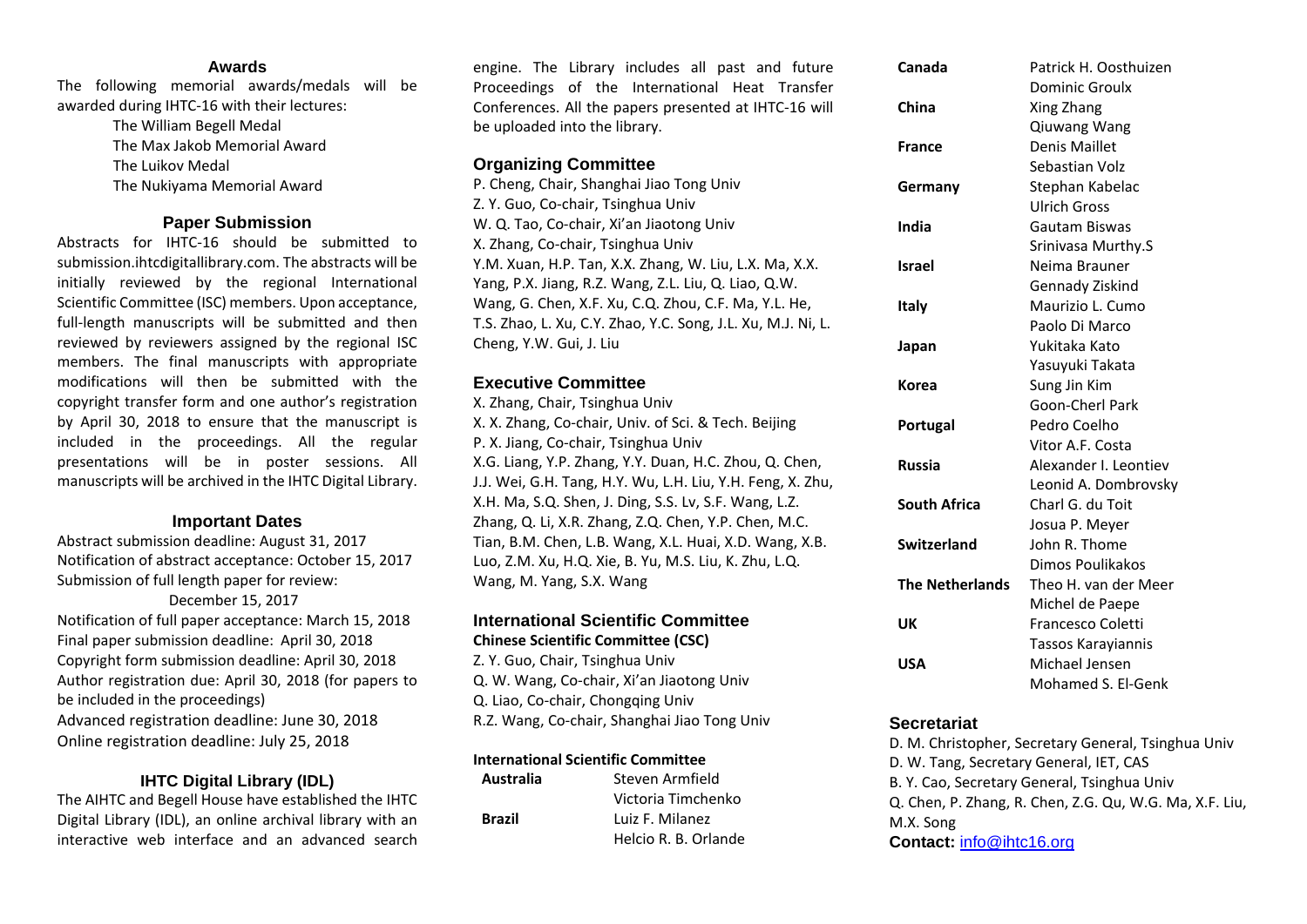## Awards

The following memorial awards/medals will be awarded during IHTC-16 with their lectures:

The William Begell Medal
The Max Jakob Memorial Award
The Luikov Medal
The Nukiyama Memorial Award

## Paper Submission

Abstracts for IHTC-16 should be submitted to submission.ihtcdigitallibrary.com. The abstracts will be initially reviewed by the regional International Scientific Committee (ISC) members. Upon acceptance, full-length manuscripts will be submitted and then reviewed by reviewers assigned by the regional ISC members. The final manuscripts with appropriate modifications will then be submitted with the copyright transfer form and one author's registration by April 30, 2018 to ensure that the manuscript is included in the proceedings. All the regular presentations will be in poster sessions. All manuscripts will be archived in the IHTC Digital Library.

## Important Dates

Abstract submission deadline: August 31, 2017
Notification of abstract acceptance: October 15, 2017
Submission of full length paper for review: December 15, 2017
Notification of full paper acceptance: March 15, 2018
Final paper submission deadline: April 30, 2018
Copyright form submission deadline: April 30, 2018
Author registration due: April 30, 2018 (for papers to be included in the proceedings)
Advanced registration deadline: June 30, 2018
Online registration deadline: July 25, 2018

## IHTC Digital Library (IDL)

The AIHTC and Begell House have established the IHTC Digital Library (IDL), an online archival library with an interactive web interface and an advanced search engine. The Library includes all past and future Proceedings of the International Heat Transfer Conferences. All the papers presented at IHTC-16 will be uploaded into the library.

## Organizing Committee

P. Cheng, Chair, Shanghai Jiao Tong Univ
Z. Y. Guo, Co-chair, Tsinghua Univ
W. Q. Tao, Co-chair, Xi'an Jiaotong Univ
X. Zhang, Co-chair, Tsinghua Univ
Y.M. Xuan, H.P. Tan, X.X. Zhang, W. Liu, L.X. Ma, X.X. Yang, P.X. Jiang, R.Z. Wang, Z.L. Liu, Q. Liao, Q.W. Wang, G. Chen, X.F. Xu, C.Q. Zhou, C.F. Ma, Y.L. He, T.S. Zhao, L. Xu, C.Y. Zhao, Y.C. Song, J.L. Xu, M.J. Ni, L. Cheng, Y.W. Gui, J. Liu

## Executive Committee

X. Zhang, Chair, Tsinghua Univ
X. X. Zhang, Co-chair, Univ. of Sci. & Tech. Beijing
P. X. Jiang, Co-chair, Tsinghua Univ
X.G. Liang, Y.P. Zhang, Y.Y. Duan, H.C. Zhou, Q. Chen, J.J. Wei, G.H. Tang, H.Y. Wu, L.H. Liu, Y.H. Feng, X. Zhu, X.H. Ma, S.Q. Shen, J. Ding, S.S. Lv, S.F. Wang, L.Z. Zhang, Q. Li, X.R. Zhang, Z.Q. Chen, Y.P. Chen, M.C. Tian, B.M. Chen, L.B. Wang, X.L. Huai, X.D. Wang, X.B. Luo, Z.M. Xu, H.Q. Xie, B. Yu, M.S. Liu, K. Zhu, L.Q. Wang, M. Yang, S.X. Wang

## International Scientific Committee

**Chinese Scientific Committee (CSC)**

Z. Y. Guo, Chair, Tsinghua Univ
Q. W. Wang, Co-chair, Xi'an Jiaotong Univ
Q. Liao, Co-chair, Chongqing Univ
R.Z. Wang, Co-chair, Shanghai Jiao Tong Univ

**International Scientific Committee**

| | |
|---|---|
| **Australia** | Steven Armfield<br>Victoria Timchenko |
| **Brazil** | Luiz F. Milanez<br>Helcio R. B. Orlande |
| **Canada** | Patrick H. Oosthuizen<br>Dominic Groulx |
| **China** | Xing Zhang<br>Qiuwang Wang |
| **France** | Denis Maillet<br>Sebastian Volz |
| **Germany** | Stephan Kabelac<br>Ulrich Gross |
| **India** | Gautam Biswas<br>Srinivasa Murthy.S |
| **Israel** | Neima Brauner<br>Gennady Ziskind |
| **Italy** | Maurizio L. Cumo<br>Paolo Di Marco |
| **Japan** | Yukitaka Kato<br>Yasuyuki Takata |
| **Korea** | Sung Jin Kim<br>Goon-Cherl Park |
| **Portugal** | Pedro Coelho<br>Vitor A.F. Costa |
| **Russia** | Alexander I. Leontiev<br>Leonid A. Dombrovsky |
| **South Africa** | Charl G. du Toit<br>Josua P. Meyer |
| **Switzerland** | John R. Thome<br>Dimos Poulikakos |
| **The Netherlands** | Theo H. van der Meer<br>Michel de Paepe |
| **UK** | Francesco Coletti<br>Tassos Karayiannis |
| **USA** | Michael Jensen<br>Mohamed S. El-Genk |

## Secretariat

D. M. Christopher, Secretary General, Tsinghua Univ
D. W. Tang, Secretary General, IET, CAS
B. Y. Cao, Secretary General, Tsinghua Univ
Q. Chen, P. Zhang, R. Chen, Z.G. Qu, W.G. Ma, X.F. Liu, M.X. Song

**Contact:** info@ihtc16.org